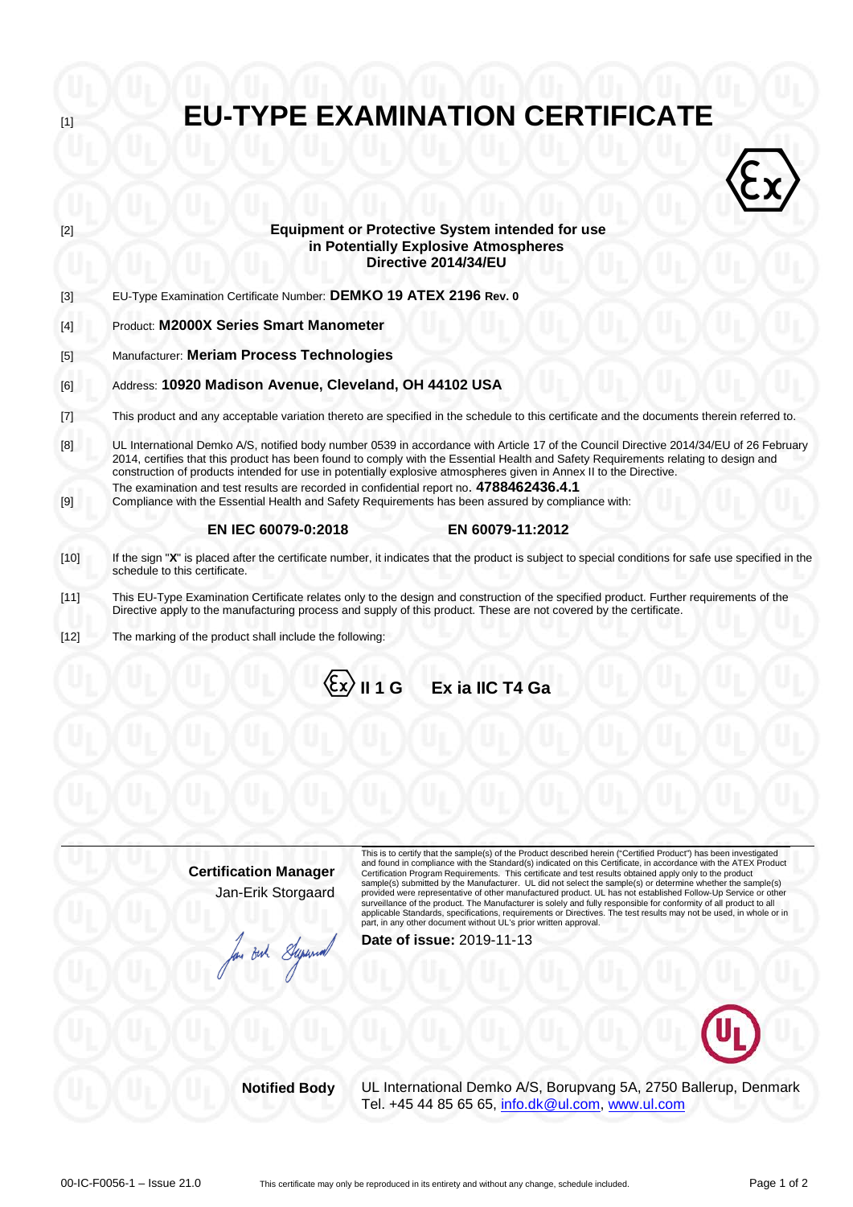[1]

# EU-TYPE EXAMINATION CERTIFICATE

[2] **Equipment or Protective System intended for use in Potentially Explosive Atmospheres Directive 2014/34/EU**

[3] EU-Type Examination Certificate Number: **DEMKO 19 ATEX 2196 Rev. 0**

[4] Product: **M2000X Series Smart Manometer**

[5] Manufacturer: **Meriam Process Technologies**

[6] Address: **10920 Madison Avenue, Cleveland, OH 44102 USA**

[7] This product and any acceptable variation thereto are specified in the schedule to this certificate and the documents therein referred to.

[8] UL International Demko A/S, notified body number 0539 in accordance with Article 17 of the Council Directive 2014/34/EU of 26 February 2014, certifies that this product has been found to comply with the Essential Health and Safety Requirements relating to design and construction of products intended for use in potentially explosive atmospheres given in Annex II to the Directive.
The examination and test results are recorded in confidential report no. **4788462436.4.1**

[9] Compliance with the Essential Health and Safety Requirements has been assured by compliance with:

**EN IEC 60079-0:2018** **EN 60079-11:2012**

[10] If the sign "**X**" is placed after the certificate number, it indicates that the product is subject to special conditions for safe use specified in the schedule to this certificate.

[11] This EU-Type Examination Certificate relates only to the design and construction of the specified product. Further requirements of the Directive apply to the manufacturing process and supply of this product. These are not covered by the certificate.

[12] The marking of the product shall include the following:

**Ex II 1 G Ex ia IIC T4 Ga**

**Certification Manager**
Jan-Erik Storgaard

This is to certify that the sample(s) of the Product described herein ("Certified Product") has been investigated and found in compliance with the Standard(s) indicated on this Certificate, in accordance with the ATEX Product Certification Program Requirements. This certificate and test results obtained apply only to the product sample(s) submitted by the Manufacturer. UL did not select the sample(s) or determine whether the sample(s) provided were representative of other manufactured product. UL has not established Follow-Up Service or other surveillance of the product. The Manufacturer is solely and fully responsible for conformity of all product to all applicable Standards, specifications, requirements or Directives. The test results may not be used, in whole or in part, in any other document without UL's prior written approval.

**Date of issue:** 2019-11-13

**Notified Body** UL International Demko A/S, Borupvang 5A, 2750 Ballerup, Denmark
Tel. +45 44 85 65 65, info.dk@ul.com, www.ul.com

00-IC-F0056-1 – Issue 21.0 This certificate may only be reproduced in its entirety and without any change, schedule included.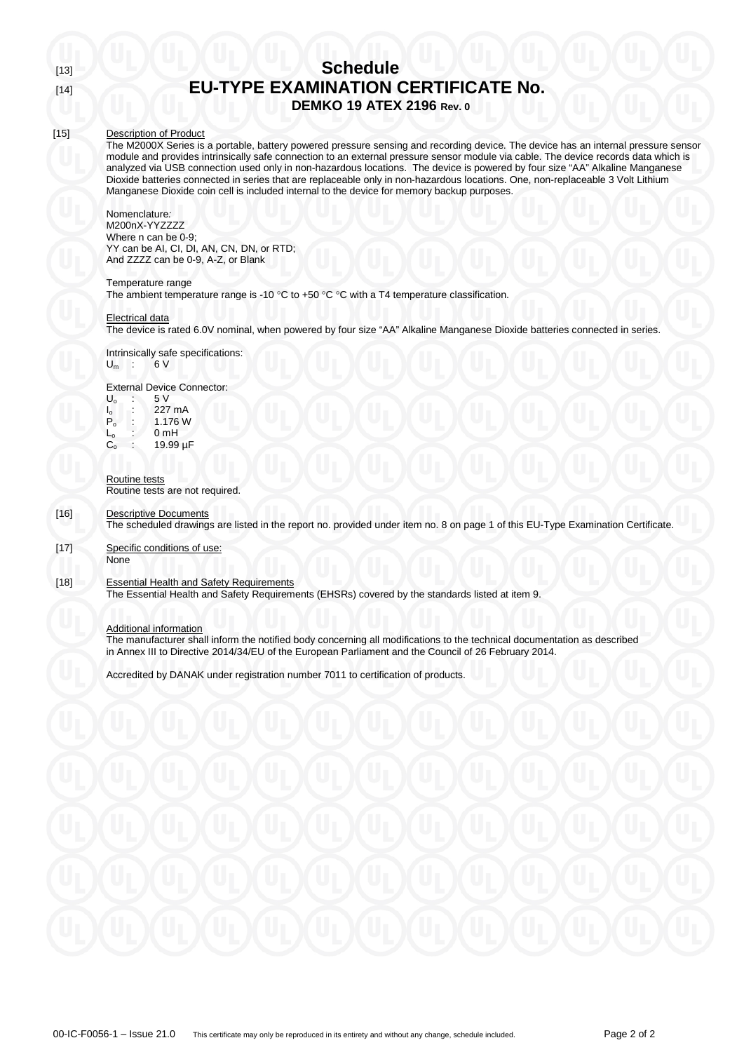[13] 
# Schedule

[14] 
## EU-TYPE EXAMINATION CERTIFICATE No.

**DEMKO 19 ATEX 2196 Rev. 0**

[15] Description of Product

The M2000X Series is a portable, battery powered pressure sensing and recording device. The device has an internal pressure sensor module and provides intrinsically safe connection to an external pressure sensor module via cable. The device records data which is analyzed via USB connection used only in non-hazardous locations. The device is powered by four size “AA” Alkaline Manganese Dioxide batteries connected in series that are replaceable only in non-hazardous locations. One, non-replaceable 3 Volt Lithium Manganese Dioxide coin cell is included internal to the device for memory backup purposes.

Nomenclature:
M200nX-YYZZZZ
Where n can be 0-9;
YY can be AI, CI, DI, AN, CN, DN, or RTD;
And ZZZZ can be 0-9, A-Z, or Blank

Temperature range
The ambient temperature range is -10 °C to +50 °C °C with a T4 temperature classification.

Electrical data
The device is rated 6.0V nominal, when powered by four size “AA” Alkaline Manganese Dioxide batteries connected in series.

Intrinsically safe specifications:
$U_m$ : 6 V

External Device Connector:
$U_o$ : 5 V
$I_o$ : 227 mA
$P_o$ : 1.176 W
$L_o$ : 0 mH
$C_o$ : 19.99 µF

Routine tests
Routine tests are not required.

[16] Descriptive Documents

The scheduled drawings are listed in the report no. provided under item no. 8 on page 1 of this EU-Type Examination Certificate.

[17] Specific conditions of use:

None

[18] Essential Health and Safety Requirements

The Essential Health and Safety Requirements (EHSRs) covered by the standards listed at item 9.

Additional information
The manufacturer shall inform the notified body concerning all modifications to the technical documentation as described in Annex III to Directive 2014/34/EU of the European Parliament and the Council of 26 February 2014.

Accredited by DANAK under registration number 7011 to certification of products.

00-IC-F0056-1 – Issue 21.0 This certificate may only be reproduced in its entirety and without any change, schedule included.